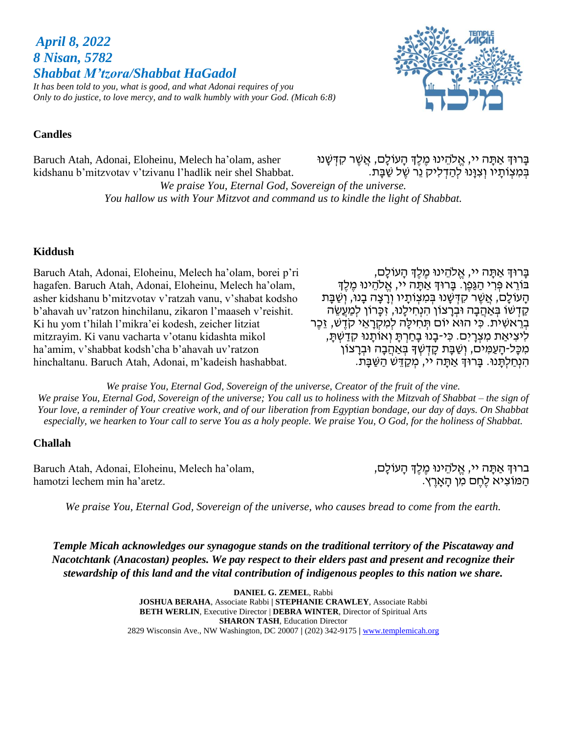***April 8, 2022***
***8 Nisan, 5782***
***Shabbat M'tzora/Shabbat HaGadol***

*It has been told to you, what is good, and what Adonai requires of you*
*Only to do justice, to love mercy, and to walk humbly with your God. (Micah 6:8)*

**Candles**

Baruch Atah, Adonai, Eloheinu, Melech ha'olam, asher kidshanu b'mitzvotav v'tzivanu l'hadlik neir shel Shabbat.

בָּרוּךְ אַתָּה יי, אֱלֹהֵינוּ מֶלֶךְ הָעוֹלָם, אֲשֶׁר קִדְּשָׁנוּ בְּמִצְוֹתָיו וְצִוָּנוּ לְהַדְלִיק נֵר שֶׁל שַׁבָּת.

*We praise You, Eternal God, Sovereign of the universe.*
*You hallow us with Your Mitzvot and command us to kindle the light of Shabbat.*

**Kiddush**

Baruch Atah, Adonai, Eloheinu, Melech ha'olam, borei p'ri hagafen. Baruch Atah, Adonai, Eloheinu, Melech ha'olam, asher kidshanu b'mitzvotav v'ratzah vanu, v'shabat kodsho b'ahavah uv'ratzon hinchilanu, zikaron l'maaseh v'reishit. Ki hu yom t'hilah l'mikra'ei kodesh, zeicher litziat mitzrayim. Ki vanu vacharta v'otanu kidashta mikol ha'amim, v'shabbat kodsh'cha b'ahavah uv'ratzon hinchaltanu. Baruch Atah, Adonai, m'kadeish hashabbat.

בָּרוּךְ אַתָּה יי, אֱלֹהֵינוּ מֶלֶךְ הָעוֹלָם, בּוֹרֵא פְּרִי הַגָּפֶן. בָּרוּךְ אַתָּה יי, אֱלֹהֵינוּ מֶלֶךְ הָעוֹלָם, אֲשֶׁר קִדְּשָׁנוּ בְּמִצְוֹתָיו וְרָצָה בָנוּ, וְשַׁבַּת קָדְשׁוֹ בְּאַהֲבָה וּבְרָצוֹן הִנְחִילָנוּ, זִכָּרוֹן לְמַעֲשֵׂה בְרֵאשִׁית. כִּי הוּא יוֹם תְּחִלָּה לְמִקְרָאֵי קֹדֶשׁ, זֵכֶר לִיצִיאַת מִצְרָיִם. כִּי-בָנוּ בָחַרְתָּ וְאוֹתָנוּ קִדַּשְׁתָּ, מִכָּל-הָעַמִּים, וְשַׁבַּת קָדְשְׁךָ בְּאַהֲבָה וּבְרָצוֹן הִנְחַלְתָּנוּ. בָּרוּךְ אַתָּה יי, מְקַדֵּשׁ הַשַּׁבָּת.

*We praise You, Eternal God, Sovereign of the universe, Creator of the fruit of the vine.*
*We praise You, Eternal God, Sovereign of the universe; You call us to holiness with the Mitzvah of Shabbat – the sign of Your love, a reminder of Your creative work, and of our liberation from Egyptian bondage, our day of days. On Shabbat especially, we hearken to Your call to serve You as a holy people. We praise You, O God, for the holiness of Shabbat.*

**Challah**

Baruch Atah, Adonai, Eloheinu, Melech ha'olam, hamotzi lechem min ha'aretz.

ברוּךְ אַתָּה יי, אֱלֹהֵינוּ מֶלֶךְ הָעוֹלָם, הַמּוֹצִיא לֶחֶם מִן הָאָרֶץ.

*We praise You, Eternal God, Sovereign of the universe, who causes bread to come from the earth.*

***Temple Micah acknowledges our synagogue stands on the traditional territory of the Piscataway and Nacotchtank (Anacostan) peoples. We pay respect to their elders past and present and recognize their stewardship of this land and the vital contribution of indigenous peoples to this nation we share.***

**DANIEL G. ZEMEL**, Rabbi
**JOSHUA BERAHA**, Associate Rabbi | **STEPHANIE CRAWLEY**, Associate Rabbi
**BETH WERLIN**, Executive Director | **DEBRA WINTER**, Director of Spiritual Arts
**SHARON TASH**, Education Director
2829 Wisconsin Ave., NW Washington, DC 20007 | (202) 342-9175 | www.templemicah.org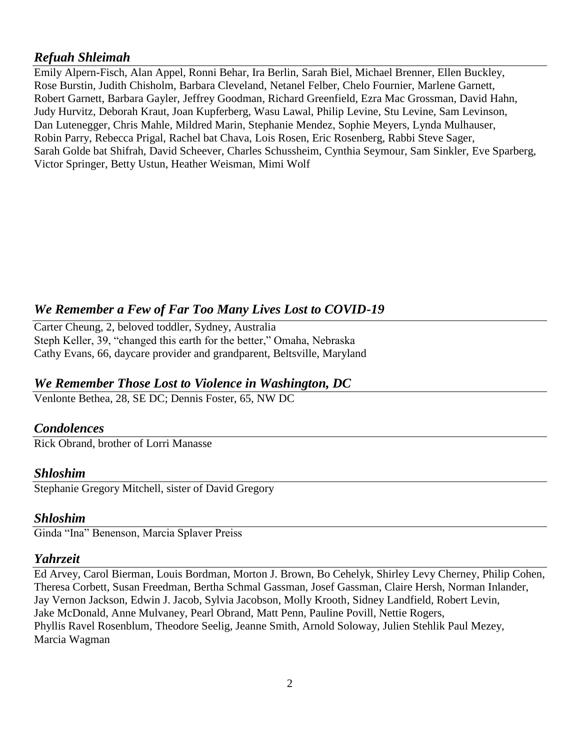## *Refuah Shleimah*

Emily Alpern-Fisch, Alan Appel, Ronni Behar, Ira Berlin, Sarah Biel, Michael Brenner, Ellen Buckley, Rose Burstin, Judith Chisholm, Barbara Cleveland, Netanel Felber, Chelo Fournier, Marlene Garnett, Robert Garnett, Barbara Gayler, Jeffrey Goodman, Richard Greenfield, Ezra Mac Grossman, David Hahn, Judy Hurvitz, Deborah Kraut, Joan Kupferberg, Wasu Lawal, Philip Levine, Stu Levine, Sam Levinson, Dan Lutenegger, Chris Mahle, Mildred Marin, Stephanie Mendez, Sophie Meyers, Lynda Mulhauser, Robin Parry, Rebecca Prigal, Rachel bat Chava, Lois Rosen, Eric Rosenberg, Rabbi Steve Sager, Sarah Golde bat Shifrah, David Scheever, Charles Schussheim, Cynthia Seymour, Sam Sinkler, Eve Sparberg, Victor Springer, Betty Ustun, Heather Weisman, Mimi Wolf

## *We Remember a Few of Far Too Many Lives Lost to COVID-19*

Carter Cheung, 2, beloved toddler, Sydney, Australia
Steph Keller, 39, "changed this earth for the better," Omaha, Nebraska
Cathy Evans, 66, daycare provider and grandparent, Beltsville, Maryland

## *We Remember Those Lost to Violence in Washington, DC*

Venlonte Bethea, 28, SE DC; Dennis Foster, 65, NW DC

## *Condolences*

Rick Obrand, brother of Lorri Manasse

## *Shloshim*

Stephanie Gregory Mitchell, sister of David Gregory

## *Shloshim*

Ginda "Ina" Benenson, Marcia Splaver Preiss

## *Yahrzeit*

Ed Arvey, Carol Bierman, Louis Bordman, Morton J. Brown, Bo Cehelyk, Shirley Levy Cherney, Philip Cohen, Theresa Corbett, Susan Freedman, Bertha Schmal Gassman, Josef Gassman, Claire Hersh, Norman Inlander, Jay Vernon Jackson, Edwin J. Jacob, Sylvia Jacobson, Molly Krooth, Sidney Landfield, Robert Levin, Jake McDonald, Anne Mulvaney, Pearl Obrand, Matt Penn, Pauline Povill, Nettie Rogers, Phyllis Ravel Rosenblum, Theodore Seelig, Jeanne Smith, Arnold Soloway, Julien Stehlik Paul Mezey, Marcia Wagman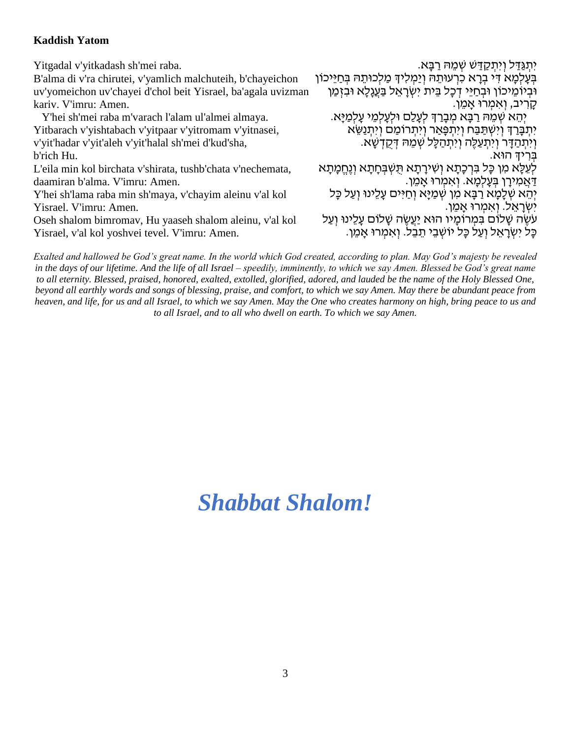**Kaddish Yatom**

Yitgadal v'yitkadash sh'mei raba.
B'alma di v'ra chirutei, v'yamlich malchuteih, b'chayeichon uv'yomeichon uv'chayei d'chol beit Yisrael, ba'agala uvizman kariv. V'imru: Amen.
Y'hei sh'mei raba m'varach l'alam ul'almei almaya.
Yitbarach v'yishtabach v'yitpaar v'yitromam v'yitnasei, v'yit'hadar v'yit'aleh v'yit'halal sh'mei d'kud'sha, b'rich Hu.
L'eila min kol birchata v'shirata, tushb'chata v'nechemata, daamiran b'alma. V'imru: Amen.
Y'hei sh'lama raba min sh'maya, v'chayim aleinu v'al kol Yisrael. V'imru: Amen.
Oseh shalom bimromav, Hu yaaseh shalom aleinu, v'al kol Yisrael, v'al kol yoshvei tevel. V'imru: Amen.

יִתְגַּדַּל וְיִתְקַדַּשׁ שְׁמֵהּ רַבָּא.
בְּעָלְמָא דִּי בְרָא כִרְעוּתֵהּ וְיַמְלִיךְ מַלְכוּתֵהּ בְּחַיֵּיכוֹן וּבְיוֹמֵיכוֹן וּבְחַיֵּי דְכָל בֵּית יִשְׂרָאֵל בַּעֲגָלָא וּבִזְמַן קָרִיב, וְאִמְרוּ אָמֵן.
יְהֵא שְׁמֵהּ רַבָּא מְבָרַךְ לְעָלַם וּלְעָלְמֵי עָלְמַיָּא.
יִתְבָּרַךְ וְיִשְׁתַּבַּח וְיִתְפָּאַר וְיִתְרוֹמַם וְיִתְנַשֵּׂא וְיִתְהַדָּר וְיִתְעַלֶּה וְיִתְהַלָּל שְׁמֵהּ דְּקֻדְשָׁא.
בְּרִיךְ הוּא.
לְעֵלָּא מִן כָּל בִּרְכָתָא וְשִׁירָתָא תֻּשְׁבְּחָתָא וְנֶחֱמָתָא דַּאֲמִירָן בְּעָלְמָא. וְאִמְרוּ אָמֵן.
יְהֵא שְׁלָמָא רַבָּא מִן שְׁמַיָּא וְחַיִּים עָלֵינוּ וְעַל כָּל יִשְׂרָאֵל. וְאִמְרוּ אָמֵן.
עֹשֶׂה שָׁלוֹם בִּמְרוֹמָיו הוּא יַעֲשֶׂה שָׁלוֹם עָלֵינוּ וְעַל כָּל יִשְׂרָאֵל וְעַל כָּל יוֹשְׁבֵי תֵבֵל. וְאִמְרוּ אָמֵן.

*Exalted and hallowed be God's great name. In the world which God created, according to plan. May God's majesty be revealed in the days of our lifetime. And the life of all Israel – speedily, imminently, to which we say Amen. Blessed be God's great name to all eternity. Blessed, praised, honored, exalted, extolled, glorified, adored, and lauded be the name of the Holy Blessed One, beyond all earthly words and songs of blessing, praise, and comfort, to which we say Amen. May there be abundant peace from heaven, and life, for us and all Israel, to which we say Amen. May the One who creates harmony on high, bring peace to us and to all Israel, and to all who dwell on earth. To which we say Amen.*

# *Shabbat Shalom!*